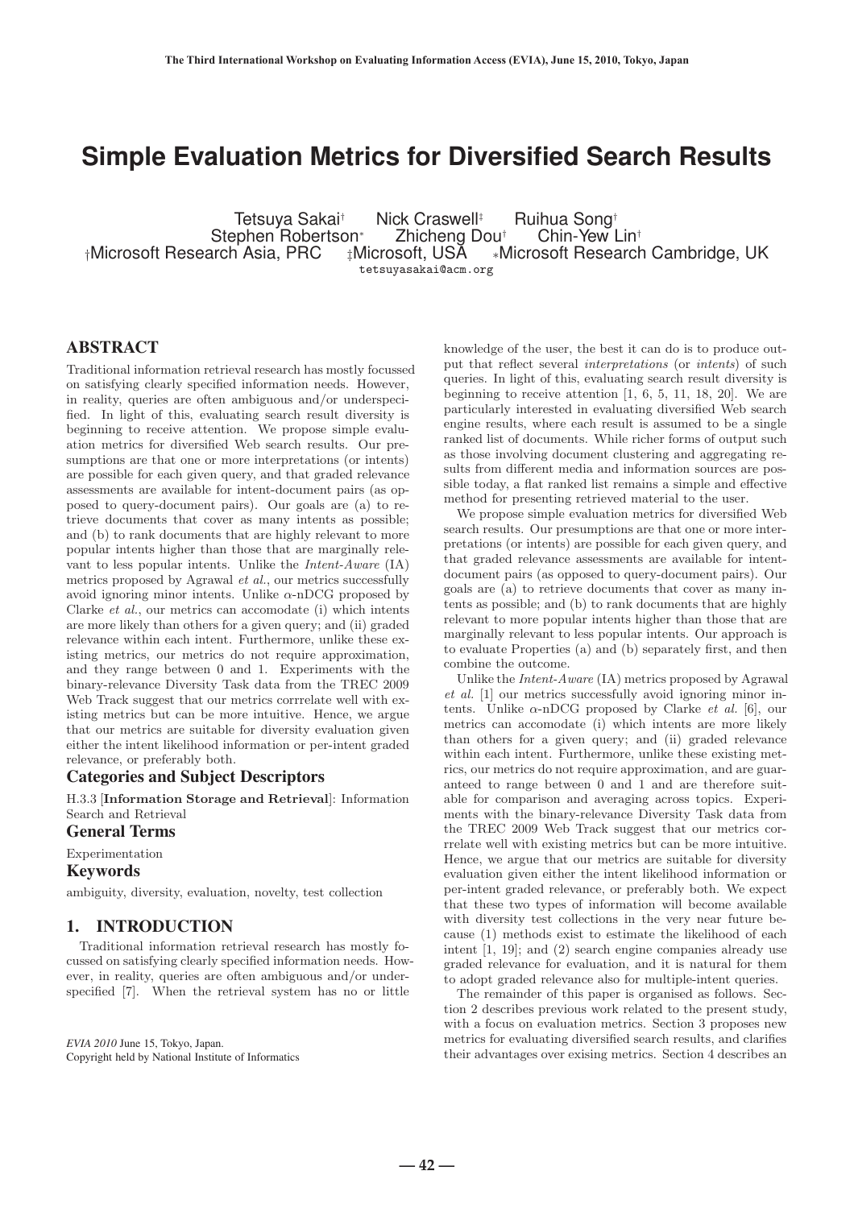# Simple Evaluation Metrics for Diversified Search Results

Tetsuya Sakai[†] Nick Craswell[‡] Ruihua Song[†]
Stephen Robertson[*] Zhicheng Dou[†] Chin-Yew Lin[†]
[†]Microsoft Research Asia, PRC [‡]Microsoft, USA [*]Microsoft Research Cambridge, UK
tetsuyasakai@acm.org

## ABSTRACT

Traditional information retrieval research has mostly focussed on satisfying clearly specified information needs. However, in reality, queries are often ambiguous and/or underspecified. In light of this, evaluating search result diversity is beginning to receive attention. We propose simple evaluation metrics for diversified Web search results. Our presumptions are that one or more interpretations (or intents) are possible for each given query, and that graded relevance assessments are available for intent-document pairs (as opposed to query-document pairs). Our goals are (a) to retrieve documents that cover as many intents as possible; and (b) to rank documents that are highly relevant to more popular intents higher than those that are marginally relevant to less popular intents. Unlike the *Intent-Aware* (IA) metrics proposed by Agrawal *et al.*, our metrics successfully avoid ignoring minor intents. Unlike $\alpha$-nDCG proposed by Clarke *et al.*, our metrics can accomodate (i) which intents are more likely than others for a given query; and (ii) graded relevance within each intent. Furthermore, unlike these existing metrics, our metrics do not require approximation, and they range between 0 and 1. Experiments with the binary-relevance Diversity Task data from the TREC 2009 Web Track suggest that our metrics corrrelate well with existing metrics but can be more intuitive. Hence, we argue that our metrics are suitable for diversity evaluation given either the intent likelihood information or per-intent graded relevance, or preferably both.

### Categories and Subject Descriptors

H.3.3 [**Information Storage and Retrieval**]: Information Search and Retrieval

### General Terms

Experimentation

### Keywords

ambiguity, diversity, evaluation, novelty, test collection

## 1. INTRODUCTION

Traditional information retrieval research has mostly focussed on satisfying clearly specified information needs. However, in reality, queries are often ambiguous and/or underspecified [7]. When the retrieval system has no or little knowledge of the user, the best it can do is to produce output that reflect several *interpretations* (or *intents*) of such queries. In light of this, evaluating search result diversity is beginning to receive attention [1, 6, 5, 11, 18, 20]. We are particularly interested in evaluating diversified Web search engine results, where each result is assumed to be a single ranked list of documents. While richer forms of output such as those involving document clustering and aggregating results from different media and information sources are possible today, a flat ranked list remains a simple and effective method for presenting retrieved material to the user.

We propose simple evaluation metrics for diversified Web search results. Our presumptions are that one or more interpretations (or intents) are possible for each given query, and that graded relevance assessments are available for intent-document pairs (as opposed to query-document pairs). Our goals are (a) to retrieve documents that cover as many intents as possible; and (b) to rank documents that are highly relevant to more popular intents higher than those that are marginally relevant to less popular intents. Our approach is to evaluate Properties (a) and (b) separately first, and then combine the outcome.

Unlike the *Intent-Aware* (IA) metrics proposed by Agrawal *et al.* [1] our metrics successfully avoid ignoring minor intents. Unlike $\alpha$-nDCG proposed by Clarke *et al.* [6], our metrics can accomodate (i) which intents are more likely than others for a given query; and (ii) graded relevance within each intent. Furthermore, unlike these existing metrics, our metrics do not require approximation, and are guaranteed to range between 0 and 1 and are therefore suitable for comparison and averaging across topics. Experiments with the binary-relevance Diversity Task data from the TREC 2009 Web Track suggest that our metrics corrrelate well with existing metrics but can be more intuitive. Hence, we argue that our metrics are suitable for diversity evaluation given either the intent likelihood information or per-intent graded relevance, or preferably both. We expect that these two types of information will become available with diversity test collections in the very near future because (1) methods exist to estimate the likelihood of each intent [1, 19]; and (2) search engine companies already use graded relevance for evaluation, and it is natural for them to adopt graded relevance also for multiple-intent queries.

The remainder of this paper is organised as follows. Section 2 describes previous work related to the present study, with a focus on evaluation metrics. Section 3 proposes new metrics for evaluating diversified search results, and clarifies their advantages over exising metrics. Section 4 describes an

*EVIA 2010* June 15, Tokyo, Japan.
Copyright held by National Institute of Informatics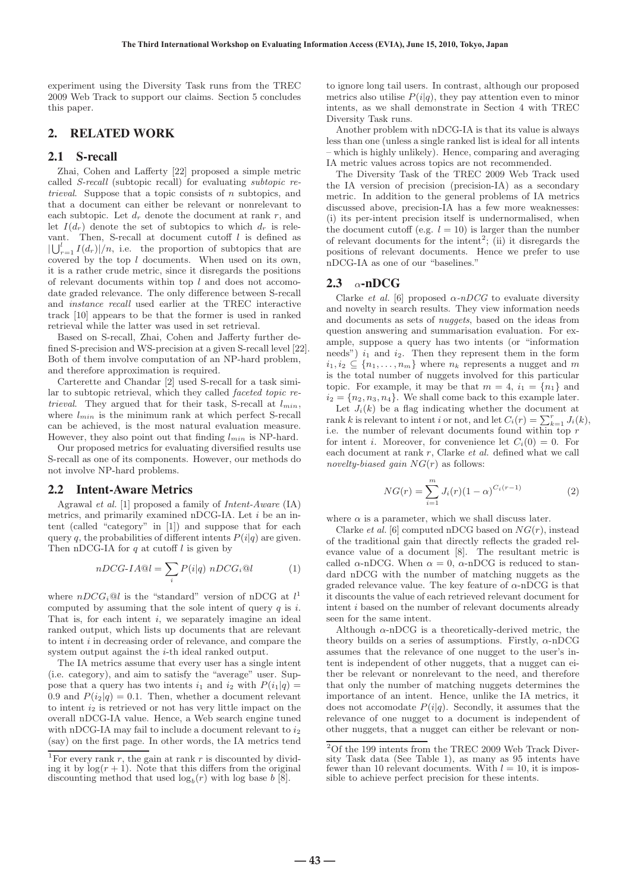experiment using the Diversity Task runs from the TREC 2009 Web Track to support our claims. Section 5 concludes this paper.

## 2. RELATED WORK

### 2.1 S-recall

Zhai, Cohen and Lafferty [22] proposed a simple metric called *S-recall* (subtopic recall) for evaluating *subtopic retrieval*. Suppose that a topic consists of $n$ subtopics, and that a document can either be relevant or nonrelevant to each subtopic. Let $d_r$ denote the document at rank $r$, and let $I(d_r)$ denote the set of subtopics to which $d_r$ is relevant. Then, S-recall at document cutoff $l$ is defined as $|\bigcup_{r=1}^{l} I(d_r)|/n$, i.e. the proportion of subtopics that are covered by the top $l$ documents. When used on its own, it is a rather crude metric, since it disregards the positions of relevant documents within top $l$ and does not accomodate graded relevance. The only difference between S-recall and *instance recall* used earlier at the TREC interactive track [10] appears to be that the former is used in ranked retrieval while the latter was used in set retrieval.

Based on S-recall, Zhai, Cohen and Jafferty further defined S-precision and WS-precision at a given S-recall level [22]. Both of them involve computation of an NP-hard problem, and therefore approximation is required.

Carterette and Chandar [2] used S-recall for a task similar to subtopic retrieval, which they called *faceted topic retrieval*. They argued that for their task, S-recall at $l_{min}$, where $l_{min}$ is the minimum rank at which perfect S-recall can be achieved, is the most natural evaluation measure. However, they also point out that finding $l_{min}$ is NP-hard.

Our proposed metrics for evaluating diversified results use S-recall as one of its components. However, our methods do not involve NP-hard problems.

### 2.2 Intent-Aware Metrics

Agrawal *et al.* [1] proposed a family of *Intent-Aware* (IA) metrics, and primarily examined nDCG-IA. Let $i$ be an intent (called "category" in [1]) and suppose that for each query $q$, the probabilities of different intents $P(i|q)$ are given. Then nDCG-IA for $q$ at cutoff $l$ is given by

$$nDCG\text{-}IA@l = \sum_i P(i|q)\ nDCG_i@l \tag{1}$$

where $nDCG_i@l$ is the "standard" version of nDCG at $l$[1] computed by assuming that the sole intent of query $q$ is $i$. That is, for each intent $i$, we separately imagine an ideal ranked output, which lists up documents that are relevant to intent $i$ in decreasing order of relevance, and compare the system output against the $i$-th ideal ranked output.

The IA metrics assume that every user has a single intent (i.e. category), and aim to satisfy the "average" user. Suppose that a query has two intents $i_1$ and $i_2$ with $P(i_1|q) = 0.9$ and $P(i_2|q) = 0.1$. Then, whether a document relevant to intent $i_2$ is retrieved or not has very little impact on the overall nDCG-IA value. Hence, a Web search engine tuned with nDCG-IA may fail to include a document relevant to $i_2$ (say) on the first page. In other words, the IA metrics tend to ignore long tail users. In contrast, although our proposed metrics also utilise $P(i|q)$, they pay attention even to minor intents, as we shall demonstrate in Section 4 with TREC Diversity Task runs.

Another problem with nDCG-IA is that its value is always less than one (unless a single ranked list is ideal for all intents – which is highly unlikely). Hence, comparing and averaging IA metric values across topics are not recommended.

The Diversity Task of the TREC 2009 Web Track used the IA version of precision (precision-IA) as a secondary metric. In addition to the general problems of IA metrics discussed above, precision-IA has a few more weaknesses: (i) its per-intent precision itself is undernormalised, when the document cutoff (e.g. $l = 10$) is larger than the number of relevant documents for the intent[2]; (ii) it disregards the positions of relevant documents. Hence we prefer to use nDCG-IA as one of our "baselines."

### 2.3 α-nDCG

Clarke *et al.* [6] proposed *α-nDCG* to evaluate diversity and novelty in search results. They view information needs and documents as sets of *nuggets*, based on the ideas from question answering and summarisation evaluation. For example, suppose a query has two intents (or "information needs") $i_1$ and $i_2$. Then they represent them in the form $i_1, i_2 \subseteq \{n_1, \ldots, n_m\}$ where $n_k$ represents a nugget and $m$ is the total number of nuggets involved for this particular topic. For example, it may be that $m = 4$, $i_1 = \{n_1\}$ and $i_2 = \{n_2, n_3, n_4\}$. We shall come back to this example later.

Let $J_i(k)$ be a flag indicating whether the document at rank $k$ is relevant to intent $i$ or not, and let $C_i(r) = \sum_{k=1}^{r} J_i(k)$, i.e. the number of relevant documents found within top $r$ for intent $i$. Moreover, for convenience let $C_i(0) = 0$. For each document at rank $r$, Clarke *et al.* defined what we call *novelty-biased gain* $NG(r)$ as follows:

$$NG(r) = \sum_{i=1}^{m} J_i(r)(1-\alpha)^{C_i(r-1)} \tag{2}$$

where $\alpha$ is a parameter, which we shall discuss later.

Clarke *et al.* [6] computed nDCG based on $NG(r)$, instead of the traditional gain that directly reflects the graded relevance value of a document [8]. The resultant metric is called α-nDCG. When $\alpha = 0$, α-nDCG is reduced to standard nDCG with the number of matching nuggets as the graded relevance value. The key feature of α-nDCG is that it discounts the value of each retrieved relevant document for intent $i$ based on the number of relevant documents already seen for the same intent.

Although α-nDCG is a theoretically-derived metric, the theory builds on a series of assumptions. Firstly, α-nDCG assumes that the relevance of one nugget to the user's intent is independent of other nuggets, that a nugget can either be relevant or nonrelevant to the need, and therefore that only the number of matching nuggets determines the importance of an intent. Hence, unlike the IA metrics, it does not accomodate $P(i|q)$. Secondly, it assumes that the relevance of one nugget to a document is independent of other nuggets, that a nugget can either be relevant or non-

---

[1] For every rank $r$, the gain at rank $r$ is discounted by dividing it by $\log(r + 1)$. Note that this differs from the original discounting method that used $\log_b(r)$ with log base $b$ [8].

[2] Of the 199 intents from the TREC 2009 Web Track Diversity Task data (See Table 1), as many as 95 intents have fewer than 10 relevant documents. With $l = 10$, it is impossible to achieve perfect precision for these intents.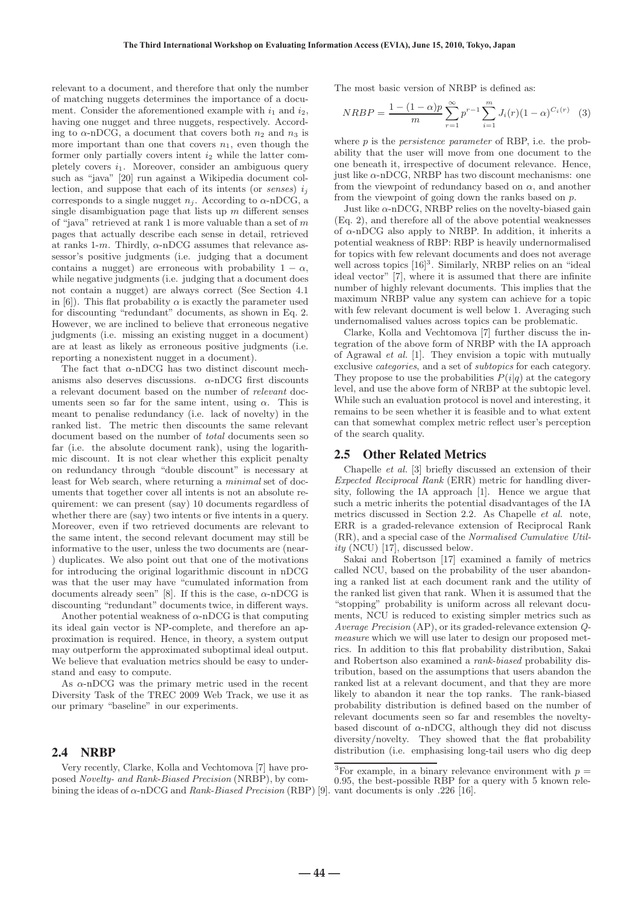relevant to a document, and therefore that only the number of matching nuggets determines the importance of a document. Consider the aforementioned example with $i_1$ and $i_2$, having one nugget and three nuggets, respectively. According to $\alpha$-nDCG, a document that covers both $n_2$ and $n_3$ is more important than one that covers $n_1$, even though the former only partially covers intent $i_2$ while the latter completely covers $i_1$. Moreover, consider an ambiguous query such as "java" [20] run against a Wikipedia document collection, and suppose that each of its intents (or *senses*) $i_j$ corresponds to a single nugget $n_j$. According to $\alpha$-nDCG, a single disambiguation page that lists up $m$ different senses of "java" retrieved at rank 1 is more valuable than a set of $m$ pages that actually describe each sense in detail, retrieved at ranks 1-$m$. Thirdly, $\alpha$-nDCG assumes that relevance assessor's positive judgments (i.e. judging that a document contains a nugget) are erroneous with probability $1 - \alpha$, while negative judgments (i.e. judging that a document does not contain a nugget) are always correct (See Section 4.1 in [6]). This flat probability $\alpha$ is exactly the parameter used for discounting "redundant" documents, as shown in Eq. 2. However, we are inclined to believe that erroneous negative judgments (i.e. missing an existing nugget in a document) are at least as likely as erroneous positive judgments (i.e. reporting a nonexistent nugget in a document).

The fact that $\alpha$-nDCG has two distinct discount mechanisms also deserves discussions. $\alpha$-nDCG first discounts a relevant document based on the number of *relevant* documents seen so far for the same intent, using $\alpha$. This is meant to penalise redundancy (i.e. lack of novelty) in the ranked list. The metric then discounts the same relevant document based on the number of *total* documents seen so far (i.e. the absolute document rank), using the logarithmic discount. It is not clear whether this explicit penalty on redundancy through "double discount" is necessary at least for Web search, where returning a *minimal* set of documents that together cover all intents is not an absolute requirement: we can present (say) 10 documents regardless of whether there are (say) two intents or five intents in a query. Moreover, even if two retrieved documents are relevant to the same intent, the second relevant document may still be informative to the user, unless the two documents are (near-) duplicates. We also point out that one of the motivations for introducing the original logarithmic discount in nDCG was that the user may have "cumulated information from documents already seen" [8]. If this is the case, $\alpha$-nDCG is discounting "redundant" documents twice, in different ways.

Another potential weakness of $\alpha$-nDCG is that computing its ideal gain vector is NP-complete, and therefore an approximation is required. Hence, in theory, a system output may outperform the approximated suboptimal ideal output. We believe that evaluation metrics should be easy to understand and easy to compute.

As $\alpha$-nDCG was the primary metric used in the recent Diversity Task of the TREC 2009 Web Track, we use it as our primary "baseline" in our experiments.

## 2.4 NRBP

Very recently, Clarke, Kolla and Vechtomova [7] have proposed *Novelty- and Rank-Biased Precision* (NRBP), by combining the ideas of $\alpha$-nDCG and *Rank-Biased Precision* (RBP) [9]. The most basic version of NRBP is defined as:

$$NRBP = \frac{1-(1-\alpha)p}{m} \sum_{r=1}^{\infty} p^{r-1} \sum_{i=1}^{m} J_i(r)(1-\alpha)^{C_i(r)} \quad (3)$$

where $p$ is the *persistence parameter* of RBP, i.e. the probability that the user will move from one document to the one beneath it, irrespective of document relevance. Hence, just like $\alpha$-nDCG, NRBP has two discount mechanisms: one from the viewpoint of redundancy based on $\alpha$, and another from the viewpoint of going down the ranks based on $p$.

Just like $\alpha$-nDCG, NRBP relies on the novelty-biased gain (Eq. 2), and therefore all of the above potential weaknesses of $\alpha$-nDCG also apply to NRBP. In addition, it inherits a potential weakness of RBP: RBP is heavily undernormalised for topics with few relevant documents and does not average well across topics [16][3]. Similarly, NRBP relies on an "ideal ideal vector" [7], where it is assumed that there are infinite number of highly relevant documents. This implies that the maximum NRBP value any system can achieve for a topic with few relevant document is well below 1. Averaging such undernomalised values across topics can be problematic.

Clarke, Kolla and Vechtomova [7] further discuss the integration of the above form of NRBP with the IA approach of Agrawal *et al.* [1]. They envision a topic with mutually exclusive *categories*, and a set of *subtopics* for each category. They propose to use the probabilities $P(i|q)$ at the category level, and use the above form of NRBP at the subtopic level. While such an evaluation protocol is novel and interesting, it remains to be seen whether it is feasible and to what extent can that somewhat complex metric reflect user's perception of the search quality.

## 2.5 Other Related Metrics

Chapelle *et al.* [3] briefly discussed an extension of their *Expected Reciprocal Rank* (ERR) metric for handling diversity, following the IA approach [1]. Hence we argue that such a metric inherits the potential disadvantages of the IA metrics discussed in Section 2.2. As Chapelle *et al.* note, ERR is a graded-relevance extension of Reciprocal Rank (RR), and a special case of the *Normalised Cumulative Utility* (NCU) [17], discussed below.

Sakai and Robertson [17] examined a family of metrics called NCU, based on the probability of the user abandoning a ranked list at each document rank and the utility of the ranked list given that rank. When it is assumed that the "stopping" probability is uniform across all relevant documents, NCU is reduced to existing simpler metrics such as *Average Precision* (AP), or its graded-relevance extension *Q-measure* which we will use later to design our proposed metrics. In addition to this flat probability distribution, Sakai and Robertson also examined a *rank-biased* probability distribution, based on the assumptions that users abandon the ranked list at a relevant document, and that they are more likely to abandon it near the top ranks. The rank-biased probability distribution is defined based on the number of relevant documents seen so far and resembles the novelty-based discount of $\alpha$-nDCG, although they did not discuss diversity/novelty. They showed that the flat probability distribution (i.e. emphasising long-tail users who dig deep

[3]For example, in a binary relevance environment with $p = 0.95$, the best-possible RBP for a query with 5 known relevant documents is only .226 [16].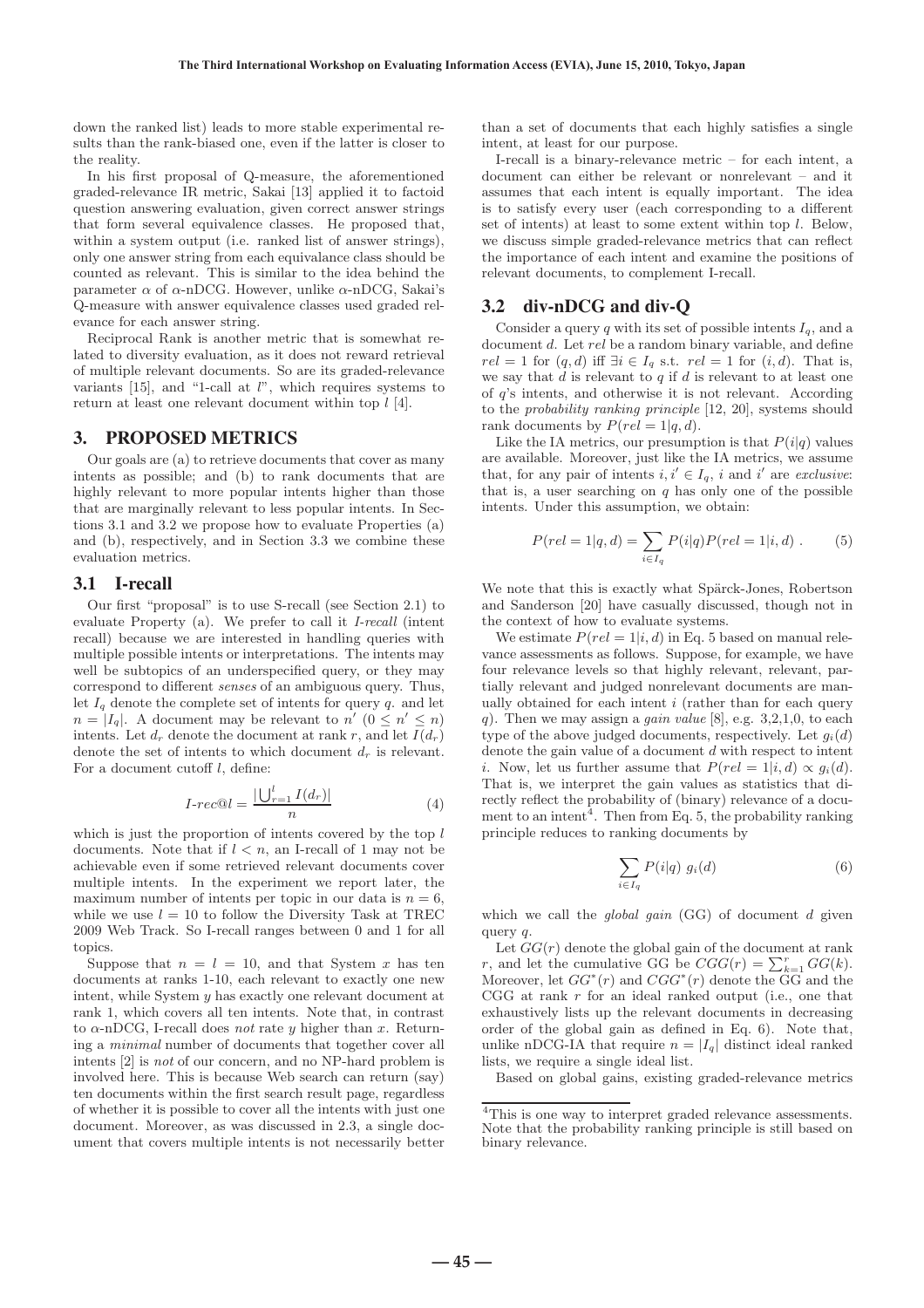down the ranked list) leads to more stable experimental results than the rank-biased one, even if the latter is closer to the reality.

In his first proposal of Q-measure, the aforementioned graded-relevance IR metric, Sakai [13] applied it to factoid question answering evaluation, given correct answer strings that form several equivalence classes. He proposed that, within a system output (i.e. ranked list of answer strings), only one answer string from each equivalance class should be counted as relevant. This is similar to the idea behind the parameter $\alpha$ of $\alpha$-nDCG. However, unlike $\alpha$-nDCG, Sakai's Q-measure with answer equivalence classes used graded relevance for each answer string.

Reciprocal Rank is another metric that is somewhat related to diversity evaluation, as it does not reward retrieval of multiple relevant documents. So are its graded-relevance variants [15], and "1-call at $l$", which requires systems to return at least one relevant document within top $l$ [4].

## 3. PROPOSED METRICS

Our goals are (a) to retrieve documents that cover as many intents as possible; and (b) to rank documents that are highly relevant to more popular intents higher than those that are marginally relevant to less popular intents. In Sections 3.1 and 3.2 we propose how to evaluate Properties (a) and (b), respectively, and in Section 3.3 we combine these evaluation metrics.

### 3.1 I-recall

Our first "proposal" is to use S-recall (see Section 2.1) to evaluate Property (a). We prefer to call it *I-recall* (intent recall) because we are interested in handling queries with multiple possible intents or interpretations. The intents may well be subtopics of an underspecified query, or they may correspond to different *senses* of an ambiguous query. Thus, let $I_q$ denote the complete set of intents for query $q$. and let $n = |I_q|$. A document may be relevant to $n'$ $(0 \leq n' \leq n)$ intents. Let $d_r$ denote the document at rank $r$, and let $I(d_r)$ denote the set of intents to which document $d_r$ is relevant. For a document cutoff $l$, define:

$$I\text{-}rec@l = \frac{|\bigcup_{r=1}^{l} I(d_r)|}{n} \qquad (4)$$

which is just the proportion of intents covered by the top $l$ documents. Note that if $l < n$, an I-recall of 1 may not be achievable even if some retrieved relevant documents cover multiple intents. In the experiment we report later, the maximum number of intents per topic in our data is $n = 6$, while we use $l = 10$ to follow the Diversity Task at TREC 2009 Web Track. So I-recall ranges between 0 and 1 for all topics.

Suppose that $n = l = 10$, and that System $x$ has ten documents at ranks 1-10, each relevant to exactly one new intent, while System $y$ has exactly one relevant document at rank 1, which covers all ten intents. Note that, in contrast to $\alpha$-nDCG, I-recall does *not* rate $y$ higher than $x$. Returning a *minimal* number of documents that together cover all intents [2] is *not* of our concern, and no NP-hard problem is involved here. This is because Web search can return (say) ten documents within the first search result page, regardless of whether it is possible to cover all the intents with just one document. Moreover, as was discussed in 2.3, a single document that covers multiple intents is not necessarily better than a set of documents that each highly satisfies a single intent, at least for our purpose.

I-recall is a binary-relevance metric – for each intent, a document can either be relevant or nonrelevant – and it assumes that each intent is equally important. The idea is to satisfy every user (each corresponding to a different set of intents) at least to some extent within top $l$. Below, we discuss simple graded-relevance metrics that can reflect the importance of each intent and examine the positions of relevant documents, to complement I-recall.

### 3.2 div-nDCG and div-Q

Consider a query $q$ with its set of possible intents $I_q$, and a document $d$. Let $rel$ be a random binary variable, and define $rel = 1$ for $(q, d)$ iff $\exists i \in I_q$ s.t. $rel = 1$ for $(i, d)$. That is, we say that $d$ is relevant to $q$ if $d$ is relevant to at least one of $q$'s intents, and otherwise it is not relevant. According to the *probability ranking principle* [12, 20], systems should rank documents by $P(rel = 1|q, d)$.

Like the IA metrics, our presumption is that $P(i|q)$ values are available. Moreover, just like the IA metrics, we assume that, for any pair of intents $i, i' \in I_q$, $i$ and $i'$ are *exclusive*: that is, a user searching on $q$ has only one of the possible intents. Under this assumption, we obtain:

$$P(rel = 1|q, d) = \sum_{i \in I_q} P(i|q) P(rel = 1|i, d) \ . \qquad (5)$$

We note that this is exactly what Spärck-Jones, Robertson and Sanderson [20] have casually discussed, though not in the context of how to evaluate systems.

We estimate $P(rel = 1|i, d)$ in Eq. 5 based on manual relevance assessments as follows. Suppose, for example, we have four relevance levels so that highly relevant, relevant, partially relevant and judged nonrelevant documents are manually obtained for each intent $i$ (rather than for each query $q$). Then we may assign a *gain value* [8], e.g. 3,2,1,0, to each type of the above judged documents, respectively. Let $g_i(d)$ denote the gain value of a document $d$ with respect to intent $i$. Now, let us further assume that $P(rel = 1|i, d) \propto g_i(d)$. That is, we interpret the gain values as statistics that directly reflect the probability of (binary) relevance of a document to an intent[4]. Then from Eq. 5, the probability ranking principle reduces to ranking documents by

$$\sum_{i \in I_q} P(i|q) \ g_i(d) \qquad (6)$$

which we call the *global gain* (GG) of document $d$ given query $q$.

Let $GG(r)$ denote the global gain of the document at rank $r$, and let the cumulative GG be $CGG(r) = \sum_{k=1}^{r} GG(k)$. Moreover, let $GG^*(r)$ and $CGG^*(r)$ denote the GG and the CGG at rank $r$ for an ideal ranked output (i.e., one that exhaustively lists up the relevant documents in decreasing order of the global gain as defined in Eq. 6). Note that, unlike nDCG-IA that require $n = |I_q|$ distinct ideal ranked lists, we require a single ideal list.

Based on global gains, existing graded-relevance metrics

[4] This is one way to interpret graded relevance assessments. Note that the probability ranking principle is still based on binary relevance.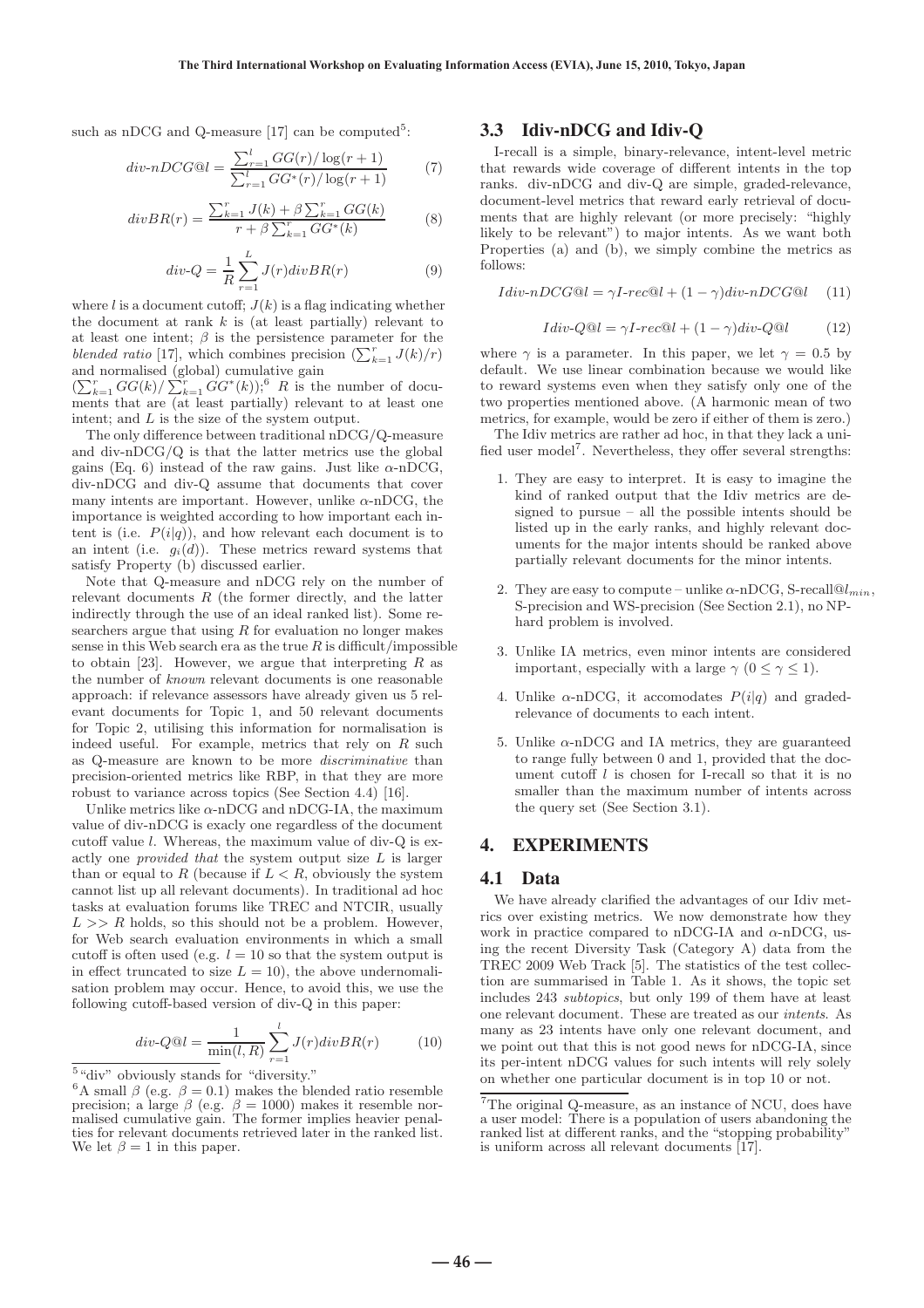such as nDCG and Q-measure [17] can be computed[5]:

$$div\text{-}nDCG@l = \frac{\sum_{r=1}^{l} GG(r)/\log(r+1)}{\sum_{r=1}^{l} GG^*(r)/\log(r+1)} \quad (7)$$

$$divBR(r) = \frac{\sum_{k=1}^{r} J(k) + \beta \sum_{k=1}^{r} GG(k)}{r + \beta \sum_{k=1}^{r} GG^*(k)} \quad (8)$$

$$div\text{-}Q = \frac{1}{R} \sum_{r=1}^{L} J(r) divBR(r) \quad (9)$$

where $l$ is a document cutoff; $J(k)$ is a flag indicating whether the document at rank $k$ is (at least partially) relevant to at least one intent; $\beta$ is the persistence parameter for the *blended ratio* [17], which combines precision ($\sum_{k=1}^{r} J(k)/r$) and normalised (global) cumulative gain ($\sum_{k=1}^{r} GG(k)/\sum_{k=1}^{r} GG^*(k)$);[6] $R$ is the number of documents that are (at least partially) relevant to at least one intent; and $L$ is the size of the system output.

The only difference between traditional nDCG/Q-measure and div-nDCG/Q is that the latter metrics use the global gains (Eq. 6) instead of the raw gains. Just like $\alpha$-nDCG, div-nDCG and div-Q assume that documents that cover many intents are important. However, unlike $\alpha$-nDCG, the importance is weighted according to how important each intent is (i.e. $P(i|q)$), and how relevant each document is to an intent (i.e. $g_i(d)$). These metrics reward systems that satisfy Property (b) discussed earlier.

Note that Q-measure and nDCG rely on the number of relevant documents $R$ (the former directly, and the latter indirectly through the use of an ideal ranked list). Some researchers argue that using $R$ for evaluation no longer makes sense in this Web search era as the true $R$ is difficult/impossible to obtain [23]. However, we argue that interpreting $R$ as the number of *known* relevant documents is one reasonable approach: if relevance assessors have already given us 5 relevant documents for Topic 1, and 50 relevant documents for Topic 2, utilising this information for normalisation is indeed useful. For example, metrics that rely on $R$ such as Q-measure are known to be more *discriminative* than precision-oriented metrics like RBP, in that they are more robust to variance across topics (See Section 4.4) [16].

Unlike metrics like $\alpha$-nDCG and nDCG-IA, the maximum value of div-nDCG is exactly one regardless of the document cutoff value $l$. Whereas, the maximum value of div-Q is exactly one *provided that* the system output size $L$ is larger than or equal to $R$ (because if $L < R$, obviously the system cannot list up all relevant documents). In traditional ad hoc tasks at evaluation forums like TREC and NTCIR, usually $L >> R$ holds, so this should not be a problem. However, for Web search evaluation environments in which a small cutoff is often used (e.g. $l = 10$ so that the system output is in effect truncated to size $L = 10$), the above undernormalisation problem may occur. Hence, to avoid this, we use the following cutoff-based version of div-Q in this paper:

$$div\text{-}Q@l = \frac{1}{\min(l, R)} \sum_{r=1}^{l} J(r) divBR(r) \quad (10)$$

[5] "div" obviously stands for "diversity."

[6] A small $\beta$ (e.g. $\beta = 0.1$) makes the blended ratio resemble precision; a large $\beta$ (e.g. $\beta = 1000$) makes it resemble normalised cumulative gain. The former implies heavier penalties for relevant documents retrieved later in the ranked list. We let $\beta = 1$ in this paper.

### 3.3 Idiv-nDCG and Idiv-Q

I-recall is a simple, binary-relevance, intent-level metric that rewards wide coverage of different intents in the top ranks. div-nDCG and div-Q are simple, graded-relevance, document-level metrics that reward early retrieval of documents that are highly relevant (or more precisely: "highly likely to be relevant") to major intents. As we want both Properties (a) and (b), we simply combine the metrics as follows:

$$Idiv\text{-}nDCG@l = \gamma I\text{-}rec@l + (1 - \gamma) div\text{-}nDCG@l \quad (11)$$

$$Idiv\text{-}Q@l = \gamma I\text{-}rec@l + (1 - \gamma) div\text{-}Q@l \quad (12)$$

where $\gamma$ is a parameter. In this paper, we let $\gamma = 0.5$ by default. We use linear combination because we would like to reward systems even when they satisfy only one of the two properties mentioned above. (A harmonic mean of two metrics, for example, would be zero if either of them is zero.)

The Idiv metrics are rather ad hoc, in that they lack a unified user model[7]. Nevertheless, they offer several strengths:

1. They are easy to interpret. It is easy to imagine the kind of ranked output that the Idiv metrics are designed to pursue – all the possible intents should be listed up in the early ranks, and highly relevant documents for the major intents should be ranked above partially relevant documents for the minor intents.
2. They are easy to compute – unlike $\alpha$-nDCG, S-recall@$l_{min}$, S-precision and WS-precision (See Section 2.1), no NP-hard problem is involved.
3. Unlike IA metrics, even minor intents are considered important, especially with a large $\gamma$ ($0 \leq \gamma \leq 1$).
4. Unlike $\alpha$-nDCG, it accomodates $P(i|q)$ and graded-relevance of documents to each intent.
5. Unlike $\alpha$-nDCG and IA metrics, they are guaranteed to range fully between 0 and 1, provided that the document cutoff $l$ is chosen for I-recall so that it is no smaller than the maximum number of intents across the query set (See Section 3.1).

## 4. EXPERIMENTS

### 4.1 Data

We have already clarified the advantages of our Idiv metrics over existing metrics. We now demonstrate how they work in practice compared to nDCG-IA and $\alpha$-nDCG, using the recent Diversity Task (Category A) data from the TREC 2009 Web Track [5]. The statistics of the test collection are summarised in Table 1. As it shows, the topic set includes 243 *subtopics*, but only 199 of them have at least one relevant document. These are treated as our *intents*. As many as 23 intents have only one relevant document, and we point out that this is not good news for nDCG-IA, since its per-intent nDCG values for such intents will rely solely on whether one particular document is in top 10 or not.

[7] The original Q-measure, as an instance of NCU, does have a user model: There is a population of users abandoning the ranked list at different ranks, and the "stopping probability" is uniform across all relevant documents [17].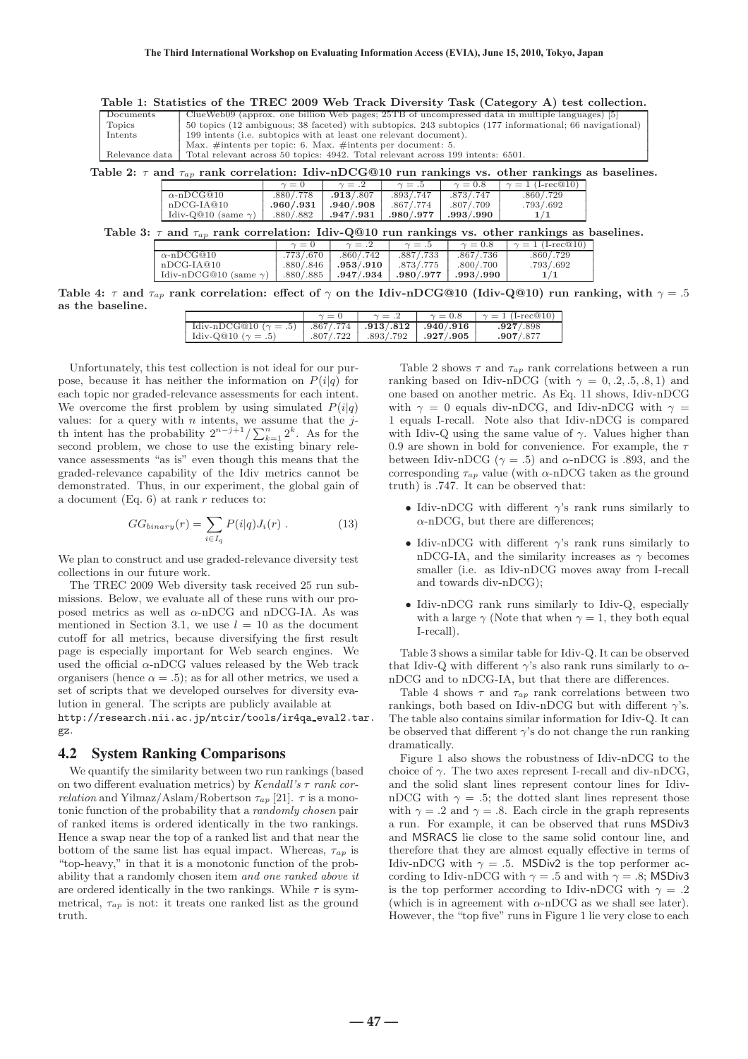**Table 1: Statistics of the TREC 2009 Web Track Diversity Task (Category A) test collection.**

| | |
|---|---|
| Documents | ClueWeb09 (approx. one billion Web pages; 25TB of uncompressed data in multiple languages) [5] |
| Topics | 50 topics (12 ambiguous; 38 faceted) with subtopics. 243 subtopics (177 informational; 66 navigational) |
| Intents | 199 intents (i.e. subtopics with at least one relevant document). Max. #intents per topic: 6. Max. #intents per document: 5. |
| Relevance data | Total relevant across 50 topics: 4942. Total relevant across 199 intents: 6501. |

**Table 2: $\tau$ and $\tau_{ap}$ rank correlation: Idiv-nDCG@10 run rankings vs. other rankings as baselines.**

| | $\gamma = 0$ | $\gamma = .2$ | $\gamma = .5$ | $\gamma = 0.8$ | $\gamma = 1$ (I-rec@10) |
|---|---|---|---|---|---|
| $\alpha$-nDCG@10 | .880/.778 | **.913**/.807 | .893/.747 | .873/.747 | .860/.729 |
| nDCG-IA@10 | **.960/.931** | **.940/.908** | .867/.774 | .807/.709 | .793/.692 |
| Idiv-Q@10 (same $\gamma$) | .880/.882 | **.947/.931** | **.980/.977** | **.993/.990** | **1/1** |

**Table 3: $\tau$ and $\tau_{ap}$ rank correlation: Idiv-Q@10 run rankings vs. other rankings as baselines.**

| | $\gamma = 0$ | $\gamma = .2$ | $\gamma = .5$ | $\gamma = 0.8$ | $\gamma = 1$ (I-rec@10) |
|---|---|---|---|---|---|
| $\alpha$-nDCG@10 | .773/.670 | .860/.742 | .887/.733 | .867/.736 | .860/.729 |
| nDCG-IA@10 | .880/.846 | **.953/.910** | .873/.775 | .800/.700 | .793/.692 |
| Idiv-nDCG@10 (same $\gamma$) | .880/.885 | **.947/.934** | **.980/.977** | **.993/.990** | **1/1** |

**Table 4: $\tau$ and $\tau_{ap}$ rank correlation: effect of $\gamma$ on the Idiv-nDCG@10 (Idiv-Q@10) run ranking, with $\gamma = .5$ as the baseline.**

| | $\gamma = 0$ | $\gamma = .2$ | $\gamma = 0.8$ | $\gamma = 1$ (I-rec@10) |
|---|---|---|---|---|
| Idiv-nDCG@10 ($\gamma = .5$) | .867/.774 | **.913/.812** | **.940/.916** | **.927**/.898 |
| Idiv-Q@10 ($\gamma = .5$) | .807/.722 | .893/.792 | **.927/.905** | **.907**/.877 |

Unfortunately, this test collection is not ideal for our purpose, because it has neither the information on $P(i|q)$ for each topic nor graded-relevance assessments for each intent. We overcome the first problem by using simulated $P(i|q)$ values: for a query with $n$ intents, we assume that the $j$-th intent has the probability $2^{n-j+1}/\sum_{k=1}^{n} 2^k$. As for the second problem, we chose to use the existing binary relevance assessments "as is" even though this means that the graded-relevance capability of the Idiv metrics cannot be demonstrated. Thus, in our experiment, the global gain of a document (Eq. 6) at rank $r$ reduces to:

$$GG_{binary}(r) = \sum_{i \in I_q} P(i|q) J_i(r) . \tag{13}$$

We plan to construct and use graded-relevance diversity test collections in our future work.

The TREC 2009 Web diversity task received 25 run submissions. Below, we evaluate all of these runs with our proposed metrics as well as $\alpha$-nDCG and nDCG-IA. As was mentioned in Section 3.1, we use $l = 10$ as the document cutoff for all metrics, because diversifying the first result page is especially important for Web search engines. We used the official $\alpha$-nDCG values released by the Web track organisers (hence $\alpha = .5$); as for all other metrics, we used a set of scripts that we developed ourselves for diversity evaluation in general. The scripts are publicly available at http://research.nii.ac.jp/ntcir/tools/ir4qa_eval2.tar.gz.

## 4.2 System Ranking Comparisons

We quantify the similarity between two run rankings (based on two different evaluation metrics) by *Kendall's $\tau$ rank correlation* and Yilmaz/Aslam/Robertson $\tau_{ap}$ [21]. $\tau$ is a monotonic function of the probability that a *randomly chosen* pair of ranked items is ordered identically in the two rankings. Hence a swap near the top of a ranked list and that near the bottom of the same list has equal impact. Whereas, $\tau_{ap}$ is "top-heavy," in that it is a monotonic function of the probability that a randomly chosen item *and one ranked above it* are ordered identically in the two rankings. While $\tau$ is symmetrical, $\tau_{ap}$ is not: it treats one ranked list as the ground truth.

Table 2 shows $\tau$ and $\tau_{ap}$ rank correlations between a run ranking based on Idiv-nDCG (with $\gamma = 0, .2, .5, .8, 1$) and one based on another metric. As Eq. 11 shows, Idiv-nDCG with $\gamma = 0$ equals div-nDCG, and Idiv-nDCG with $\gamma = 1$ equals I-recall. Note also that Idiv-nDCG is compared with Idiv-Q using the same value of $\gamma$. Values higher than 0.9 are shown in bold for convenience. For example, the $\tau$ between Idiv-nDCG ($\gamma = .5$) and $\alpha$-nDCG is .893, and the corresponding $\tau_{ap}$ value (with $\alpha$-nDCG taken as the ground truth) is .747. It can be observed that:

- Idiv-nDCG with different $\gamma$'s rank runs similarly to $\alpha$-nDCG, but there are differences;
- Idiv-nDCG with different $\gamma$'s rank runs similarly to nDCG-IA, and the similarity increases as $\gamma$ becomes smaller (i.e. as Idiv-nDCG moves away from I-recall and towards div-nDCG);
- Idiv-nDCG rank runs similarly to Idiv-Q, especially with a large $\gamma$ (Note that when $\gamma = 1$, they both equal I-recall).

Table 3 shows a similar table for Idiv-Q. It can be observed that Idiv-Q with different $\gamma$'s also rank runs similarly to $\alpha$-nDCG and to nDCG-IA, but that there are differences.

Table 4 shows $\tau$ and $\tau_{ap}$ rank correlations between two rankings, both based on Idiv-nDCG but with different $\gamma$'s. The table also contains similar information for Idiv-Q. It can be observed that different $\gamma$'s do not change the run ranking dramatically.

Figure 1 also shows the robustness of Idiv-nDCG to the choice of $\gamma$. The two axes represent I-recall and div-nDCG, and the solid slant lines represent contour lines for Idiv-nDCG with $\gamma = .5$; the dotted slant lines represent those with $\gamma = .2$ and $\gamma = .8$. Each circle in the graph represents a run. For example, it can be observed that runs MSDiv3 and MSRACS lie close to the same solid contour line, and therefore that they are almost equally effective in terms of Idiv-nDCG with $\gamma = .5$. MSDiv2 is the top performer according to Idiv-nDCG with $\gamma = .5$ and with $\gamma = .8$; MSDiv3 is the top performer according to Idiv-nDCG with $\gamma = .2$ (which is in agreement with $\alpha$-nDCG as we shall see later). However, the "top five" runs in Figure 1 lie very close to each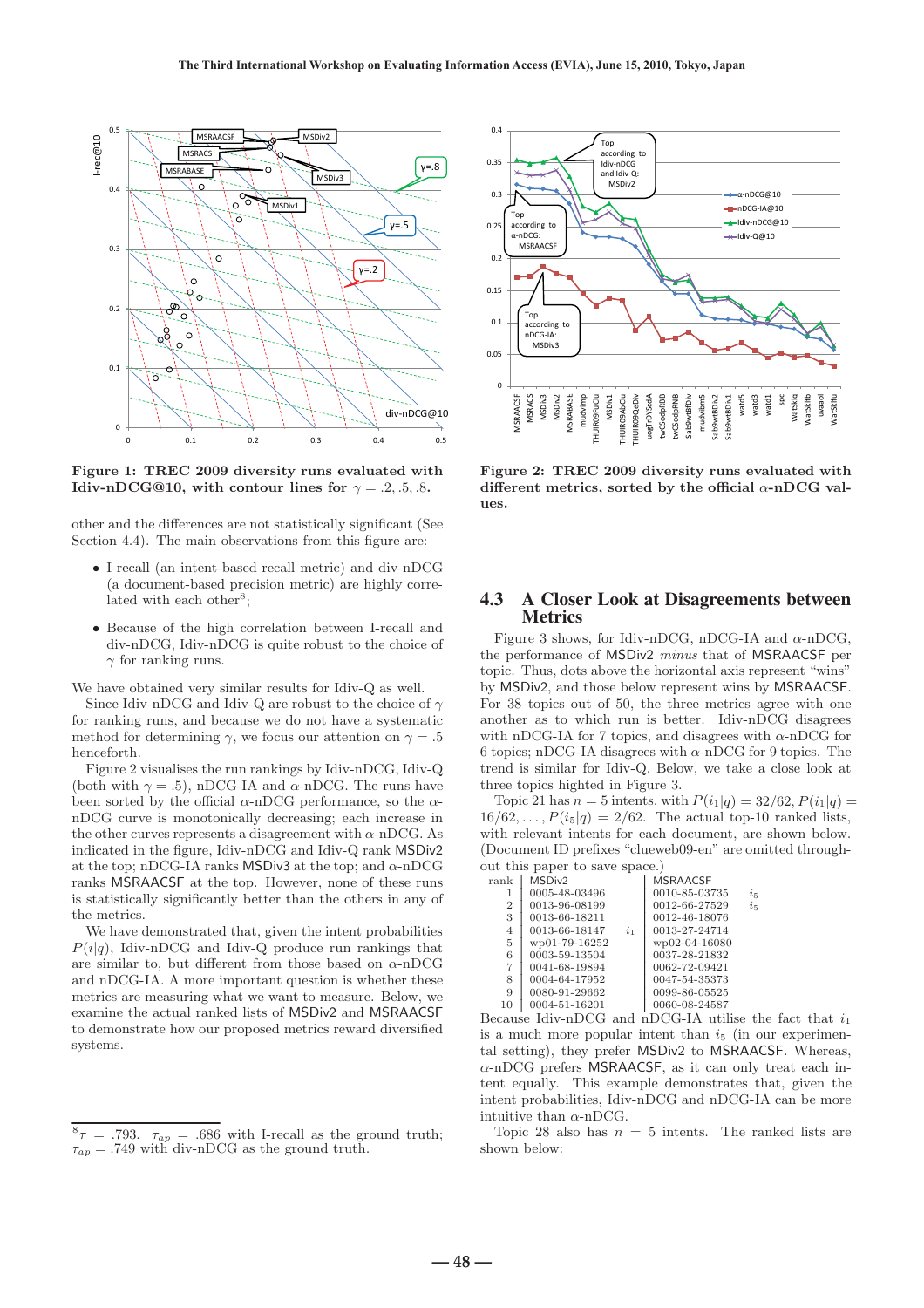Figure 1: TREC 2009 diversity runs evaluated with Idiv-nDCG@10, with contour lines for $\gamma = .2, .5, .8$.

Figure 2: TREC 2009 diversity runs evaluated with different metrics, sorted by the official $\alpha$-nDCG values.

other and the differences are not statistically significant (See Section 4.4). The main observations from this figure are:

- I-recall (an intent-based recall metric) and div-nDCG (a document-based precision metric) are highly correlated with each other[8];
- Because of the high correlation between I-recall and div-nDCG, Idiv-nDCG is quite robust to the choice of $\gamma$ for ranking runs.

We have obtained very similar results for Idiv-Q as well.

Since Idiv-nDCG and Idiv-Q are robust to the choice of $\gamma$ for ranking runs, and because we do not have a systematic method for determining $\gamma$, we focus our attention on $\gamma = .5$ henceforth.

Figure 2 visualises the run rankings by Idiv-nDCG, Idiv-Q (both with $\gamma = .5$), nDCG-IA and $\alpha$-nDCG. The runs have been sorted by the official $\alpha$-nDCG performance, so the $\alpha$-nDCG curve is monotonically decreasing; each increase in the other curves represents a disagreement with $\alpha$-nDCG. As indicated in the figure, Idiv-nDCG and Idiv-Q rank MSDiv2 at the top; nDCG-IA ranks MSDiv3 at the top; and $\alpha$-nDCG ranks MSRAACSF at the top. However, none of these runs is statistically significantly better than the others in any of the metrics.

We have demonstrated that, given the intent probabilities $P(i|q)$, Idiv-nDCG and Idiv-Q produce run rankings that are similar to, but different from those based on $\alpha$-nDCG and nDCG-IA. A more important question is whether these metrics are measuring what we want to measure. Below, we examine the actual ranked lists of MSDiv2 and MSRAACSF to demonstrate how our proposed metrics reward diversified systems.

[8] $\tau = .793$. $\tau_{ap} = .686$ with I-recall as the ground truth; $\tau_{ap} = .749$ with div-nDCG as the ground truth.

## 4.3 A Closer Look at Disagreements between Metrics

Figure 3 shows, for Idiv-nDCG, nDCG-IA and $\alpha$-nDCG, the performance of MSDiv2 *minus* that of MSRAACSF per topic. Thus, dots above the horizontal axis represent "wins" by MSDiv2, and those below represent wins by MSRAACSF. For 38 topics out of 50, the three metrics agree with one another as to which run is better. Idiv-nDCG disagrees with nDCG-IA for 7 topics, and disagrees with $\alpha$-nDCG for 6 topics; nDCG-IA disagrees with $\alpha$-nDCG for 9 topics. The trend is similar for Idiv-Q. Below, we take a close look at three topics highted in Figure 3.

Topic 21 has $n = 5$ intents, with $P(i_1|q) = 32/62, P(i_1|q) = 16/62, \ldots, P(i_5|q) = 2/62$. The actual top-10 ranked lists, with relevant intents for each document, are shown below. (Document ID prefixes "clueweb09-en" are omitted throughout this paper to save space.)

| rank | MSDiv2 | | MSRAACSF | |
|---|---|---|---|---|
| 1 | 0005-48-03496 | | 0010-85-03735 | $i_5$ |
| 2 | 0013-96-08199 | | 0012-66-27529 | $i_5$ |
| 3 | 0013-66-18211 | | 0012-46-18076 | |
| 4 | 0013-66-18147 | $i_1$ | 0013-27-24714 | |
| 5 | wp01-79-16252 | | wp02-04-16080 | |
| 6 | 0003-59-13504 | | 0037-28-21832 | |
| 7 | 0041-68-19894 | | 0062-72-09421 | |
| 8 | 0004-64-17952 | | 0047-54-35373 | |
| 9 | 0080-91-29662 | | 0099-86-05525 | |
| 10 | 0004-51-16201 | | 0060-08-24587 | |

Because Idiv-nDCG and nDCG-IA utilise the fact that $i_1$ is a much more popular intent than $i_5$ (in our experimental setting), they prefer MSDiv2 to MSRAACSF. Whereas, $\alpha$-nDCG prefers MSRAACSF, as it can only treat each intent equally. This example demonstrates that, given the intent probabilities, Idiv-nDCG and nDCG-IA can be more intuitive than $\alpha$-nDCG.

Topic 28 also has $n = 5$ intents. The ranked lists are shown below: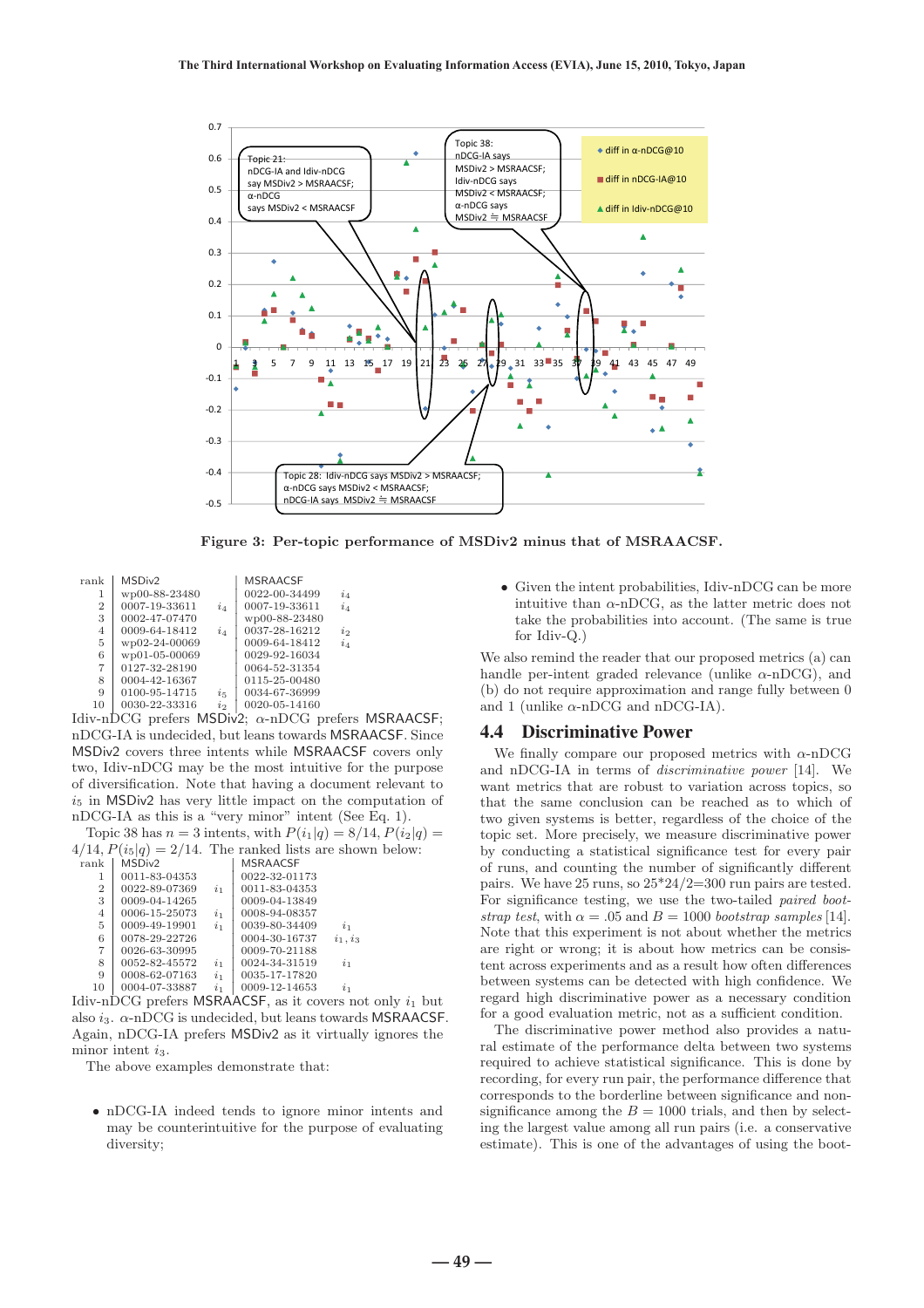Figure 3: Per-topic performance of MSDiv2 minus that of MSRAACSF.

| rank | MSDiv2 | | MSRAACSF | |
|---|---|---|---|---|
| 1 | wp00-88-23480 | | 0022-00-34499 | $i_4$ |
| 2 | 0007-19-33611 | $i_4$ | 0007-19-33611 | $i_4$ |
| 3 | 0002-47-07470 | | wp00-88-23480 | |
| 4 | 0009-64-18412 | $i_4$ | 0037-28-16212 | $i_2$ |
| 5 | wp02-24-00069 | | 0009-64-18412 | $i_4$ |
| 6 | wp01-05-00069 | | 0029-92-16034 | |
| 7 | 0127-32-28190 | | 0064-52-31354 | |
| 8 | 0004-42-16367 | | 0115-25-00480 | |
| 9 | 0100-95-14715 | $i_5$ | 0034-67-36999 | |
| 10 | 0030-22-33316 | $i_2$ | 0020-05-14160 | |

Idiv-nDCG prefers MSDiv2; α-nDCG prefers MSRAACSF; nDCG-IA is undecided, but leans towards MSRAACSF. Since MSDiv2 covers three intents while MSRAACSF covers only two, Idiv-nDCG may be the most intuitive for the purpose of diversification. Note that having a document relevant to $i_5$ in MSDiv2 has very little impact on the computation of nDCG-IA as this is a "very minor" intent (See Eq. 1).

Topic 38 has $n = 3$ intents, with $P(i_1|q) = 8/14$, $P(i_2|q) = 4/14$, $P(i_3|q) = 2/14$. The ranked lists are shown below:

| rank | MSDiv2 | | MSRAACSF | |
|---|---|---|---|---|
| 1 | 0011-83-04353 | | 0022-32-01173 | |
| 2 | 0022-89-07369 | $i_1$ | 0011-83-04353 | |
| 3 | 0009-04-14265 | | 0009-04-13849 | |
| 4 | 0006-15-25073 | $i_1$ | 0008-94-08357 | |
| 5 | 0009-49-19901 | $i_1$ | 0039-80-34409 | $i_1$ |
| 6 | 0078-29-22726 | | 0004-30-16737 | $i_1, i_3$ |
| 7 | 0026-63-30995 | | 0009-70-21188 | |
| 8 | 0052-82-45572 | $i_1$ | 0024-34-31519 | $i_1$ |
| 9 | 0008-62-07163 | $i_1$ | 0035-17-17820 | |
| 10 | 0004-07-33887 | $i_1$ | 0009-12-14653 | $i_1$ |

Idiv-nDCG prefers MSRAACSF, as it covers not only $i_1$ but also $i_3$. α-nDCG is undecided, but leans towards MSRAACSF. Again, nDCG-IA prefers MSDiv2 as it virtually ignores the minor intent $i_3$.

The above examples demonstrate that:

- nDCG-IA indeed tends to ignore minor intents and may be counterintuitive for the purpose of evaluating diversity;
- Given the intent probabilities, Idiv-nDCG can be more intuitive than α-nDCG, as the latter metric does not take the probabilities into account. (The same is true for Idiv-Q.)

We also remind the reader that our proposed metrics (a) can handle per-intent graded relevance (unlike α-nDCG), and (b) do not require approximation and range fully between 0 and 1 (unlike α-nDCG and nDCG-IA).

## 4.4 Discriminative Power

We finally compare our proposed metrics with α-nDCG and nDCG-IA in terms of *discriminative power* [14]. We want metrics that are robust to variation across topics, so that the same conclusion can be reached as to which of two given systems is better, regardless of the choice of the topic set. More precisely, we measure discriminative power by conducting a statistical significance test for every pair of runs, and counting the number of significantly different pairs. We have 25 runs, so 25*24/2=300 run pairs are tested. For significance testing, we use the two-tailed *paired bootstrap test*, with $\alpha = .05$ and $B = 1000$ *bootstrap samples* [14]. Note that this experiment is not about whether the metrics are right or wrong; it is about how metrics can be consistent across experiments and as a result how often differences between systems can be detected with high confidence. We regard high discriminative power as a necessary condition for a good evaluation metric, not as a sufficient condition.

The discriminative power method also provides a natural estimate of the performance delta between two systems required to achieve statistical significance. This is done by recording, for every run pair, the performance difference that corresponds to the borderline between significance and non-significance among the $B = 1000$ trials, and then by selecting the largest value among all run pairs (i.e. a conservative estimate). This is one of the advantages of using the boot-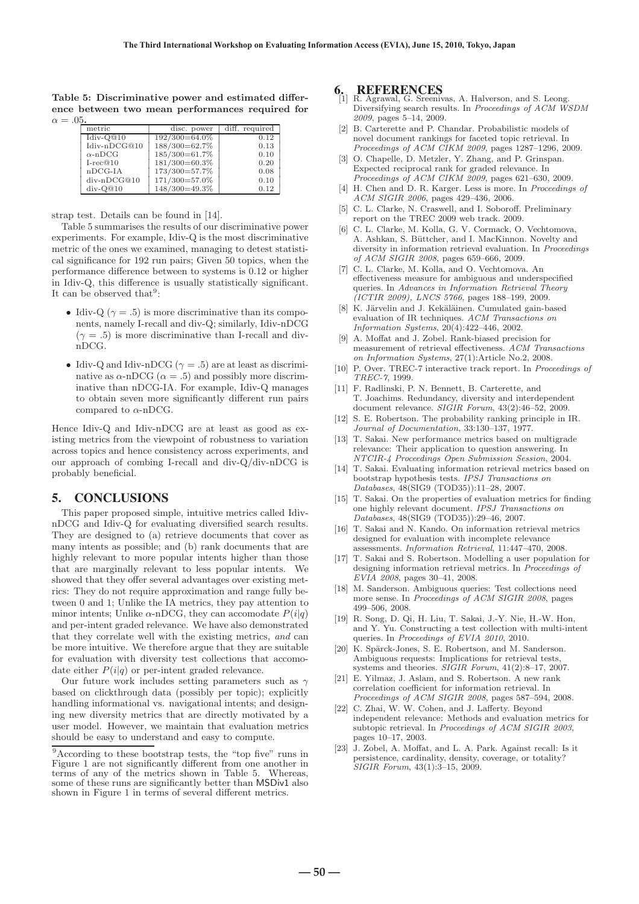**Table 5: Discriminative power and estimated difference between two mean performances required for $\alpha = .05$.**

| metric | disc. power | diff. required |
|---|---|---|
| Idiv-Q@10 | 192/300=64.0% | 0.12 |
| Idiv-nDCG@10 | 188/300=62.7% | 0.13 |
| $\alpha$-nDCG | 185/300=61.7% | 0.10 |
| I-rec@10 | 181/300=60.3% | 0.20 |
| nDCG-IA | 173/300=57.7% | 0.08 |
| div-nDCG@10 | 171/300=57.0% | 0.10 |
| div-Q@10 | 148/300=49.3% | 0.12 |

strap test. Details can be found in [14].

Table 5 summarises the results of our discriminative power experiments. For example, Idiv-Q is the most discriminative metric of the ones we examined, managing to detest statistical significance for 192 run pairs; Given 50 topics, when the performance difference between to systems is 0.12 or higher in Idiv-Q, this difference is usually statistically significant. It can be observed that[9]:

- Idiv-Q ($\gamma = .5$) is more discriminative than its components, namely I-recall and div-Q; similarly, Idiv-nDCG ($\gamma = .5$) is more discriminative than I-recall and div-nDCG.
- Idiv-Q and Idiv-nDCG ($\gamma = .5$) are at least as discriminative as $\alpha$-nDCG ($\alpha = .5$) and possibly more discriminative than nDCG-IA. For example, Idiv-Q manages to obtain seven more significantly different run pairs compared to $\alpha$-nDCG.

Hence Idiv-Q and Idiv-nDCG are at least as good as existing metrics from the viewpoint of robustness to variation across topics and hence consistency across experiments, and our approach of combing I-recall and div-Q/div-nDCG is probably beneficial.

## 5. CONCLUSIONS

This paper proposed simple, intuitive metrics called Idiv-nDCG and Idiv-Q for evaluating diversified search results. They are designed to (a) retrieve documents that cover as many intents as possible; and (b) rank documents that are highly relevant to more popular intents higher than those that are marginally relevant to less popular intents. We showed that they offer several advantages over existing metrics: They do not require approximation and range fully between 0 and 1; Unlike the IA metrics, they pay attention to minor intents; Unlike $\alpha$-nDCG, they can accomodate $P(i|q)$ and per-intent graded relevance. We have also demonstrated that they correlate well with the existing metrics, *and* can be more intuitive. We therefore argue that they are suitable for evaluation with diversity test collections that accomodate either $P(i|q)$ or per-intent graded relevance.

Our future work includes setting parameters such as $\gamma$ based on clickthrough data (possibly per topic); explicitly handling informational vs. navigational intents; and designing new diversity metrics that are directly motivated by a user model. However, we maintain that evaluation metrics should be easy to understand and easy to compute.

[9] According to these bootstrap tests, the "top five" runs in Figure 1 are not significantly different from one another in terms of any of the metrics shown in Table 5. Whereas, some of these runs are significantly better than MSDiv1 also shown in Figure 1 in terms of several different metrics.

## 6. REFERENCES

[1] R. Agrawal, G. Sreenivas, A. Halverson, and S. Leong. Diversifying search results. In *Proceedings of ACM WSDM 2009*, pages 5–14, 2009.

[2] B. Carterette and P. Chandar. Probabilistic models of novel document rankings for faceted topic retrieval. In *Proceedings of ACM CIKM 2009*, pages 1287–1296, 2009.

[3] O. Chapelle, D. Metzler, Y. Zhang, and P. Grinspan. Expected reciprocal rank for graded relevance. In *Proceedings of ACM CIKM 2009*, pages 621–630, 2009.

[4] H. Chen and D. R. Karger. Less is more. In *Proceedings of ACM SIGIR 2006*, pages 429–436, 2006.

[5] C. L. Clarke, N. Craswell, and I. Soboroff. Preliminary report on the TREC 2009 web track. 2009.

[6] C. L. Clarke, M. Kolla, G. V. Cormack, O. Vechtomova, A. Ashkan, S. Büttcher, and I. MacKinnon. Novelty and diversity in information retrieval evaluation. In *Proceedings of ACM SIGIR 2008*, pages 659–666, 2009.

[7] C. L. Clarke, M. Kolla, and O. Vechtomova. An effectiveness measure for ambiguous and underspecified queries. In *Advances in Information Retrieval Theory (ICTIR 2009), LNCS 5766*, pages 188–199, 2009.

[8] K. Järvelin and J. Kekäläinen. Cumulated gain-based evaluation of IR techniques. *ACM Transactions on Information Systems*, 20(4):422–446, 2002.

[9] A. Moffat and J. Zobel. Rank-biased precision for measurement of retrieval effectiveness. *ACM Transactions on Information Systems*, 27(1):Article No.2, 2008.

[10] P. Over. TREC-7 interactive track report. In *Proceedings of TREC-7*, 1999.

[11] F. Radlinski, P. N. Bennett, B. Carterette, and T. Joachims. Redundancy, diversity and interdependent document relevance. *SIGIR Forum*, 43(2):46–52, 2009.

[12] S. E. Robertson. The probability ranking principle in IR. *Journal of Documentation*, 33:130–137, 1977.

[13] T. Sakai. New performance metrics based on multigrade relevance: Their application to question answering. In *NTCIR-4 Proceedings Open Submission Session*, 2004.

[14] T. Sakai. Evaluating information retrieval metrics based on bootstrap hypothesis tests. *IPSJ Transactions on Databases*, 48(SIG9 (TOD35)):11–28, 2007.

[15] T. Sakai. On the properties of evaluation metrics for finding one highly relevant document. *IPSJ Transactions on Databases*, 48(SIG9 (TOD35)):29–46, 2007.

[16] T. Sakai and N. Kando. On information retrieval metrics designed for evaluation with incomplete relevance assessments. *Information Retrieval*, 11:447–470, 2008.

[17] T. Sakai and S. Robertson. Modelling a user population for designing information retrieval metrics. In *Proceedings of EVIA 2008*, pages 30–41, 2008.

[18] M. Sanderson. Ambiguous queries: Test collections need more sense. In *Proceedings of ACM SIGIR 2008*, pages 499–506, 2008.

[19] R. Song, D. Qi, H. Liu, T. Sakai, J.-Y. Nie, H.-W. Hon, and Y. Yu. Constructing a test collection with multi-intent queries. In *Proceedings of EVIA 2010*, 2010.

[20] K. Spärck-Jones, S. E. Robertson, and M. Sanderson. Ambiguous requests: Implications for retrieval tests, systems and theories. *SIGIR Forum*, 41(2):8–17, 2007.

[21] E. Yilmaz, J. Aslam, and S. Robertson. A new rank correlation coefficient for information retrieval. In *Proceedings of ACM SIGIR 2008*, pages 587–594, 2008.

[22] C. Zhai, W. W. Cohen, and J. Lafferty. Beyond independent relevance: Methods and evaluation metrics for subtopic retrieval. In *Proceedings of ACM SIGIR 2003*, pages 10–17, 2003.

[23] J. Zobel, A. Moffat, and L. A. Park. Against recall: Is it persistence, cardinality, density, coverage, or totality? *SIGIR Forum*, 43(1):3–15, 2009.